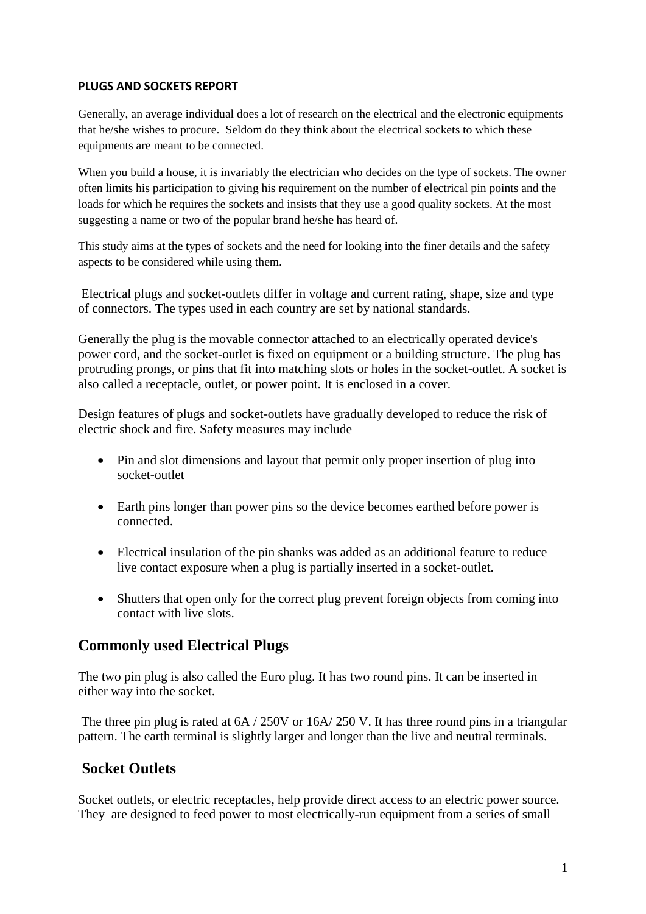**PLUGS AND SOCKETS REPORT**

Generally, an average individual does a lot of research on the electrical and the electronic equipments that he/she wishes to procure. Seldom do they think about the electrical sockets to which these equipments are meant to be connected.

When you build a house, it is invariably the electrician who decides on the type of sockets. The owner often limits his participation to giving his requirement on the number of electrical pin points and the loads for which he requires the sockets and insists that they use a good quality sockets. At the most suggesting a name or two of the popular brand he/she has heard of.

This study aims at the types of sockets and the need for looking into the finer details and the safety aspects to be considered while using them.

Electrical plugs and socket-outlets differ in voltage and current rating, shape, size and type of connectors. The types used in each country are set by national standards.

Generally the plug is the movable connector attached to an electrically operated device's power cord, and the socket-outlet is fixed on equipment or a building structure. The plug has protruding prongs, or pins that fit into matching slots or holes in the socket-outlet. A socket is also called a receptacle, outlet, or power point. It is enclosed in a cover.

Design features of plugs and socket-outlets have gradually developed to reduce the risk of electric shock and fire. Safety measures may include

- Pin and slot dimensions and layout that permit only proper insertion of plug into socket-outlet
- Earth pins longer than power pins so the device becomes earthed before power is connected.
- Electrical insulation of the pin shanks was added as an additional feature to reduce live contact exposure when a plug is partially inserted in a socket-outlet.
- Shutters that open only for the correct plug prevent foreign objects from coming into contact with live slots.

## Commonly used Electrical Plugs

The two pin plug is also called the Euro plug. It has two round pins. It can be inserted in either way into the socket.

The three pin plug is rated at 6A / 250V or 16A/ 250 V. It has three round pins in a triangular pattern. The earth terminal is slightly larger and longer than the live and neutral terminals.

## Socket Outlets

Socket outlets, or electric receptacles, help provide direct access to an electric power source. They are designed to feed power to most electrically-run equipment from a series of small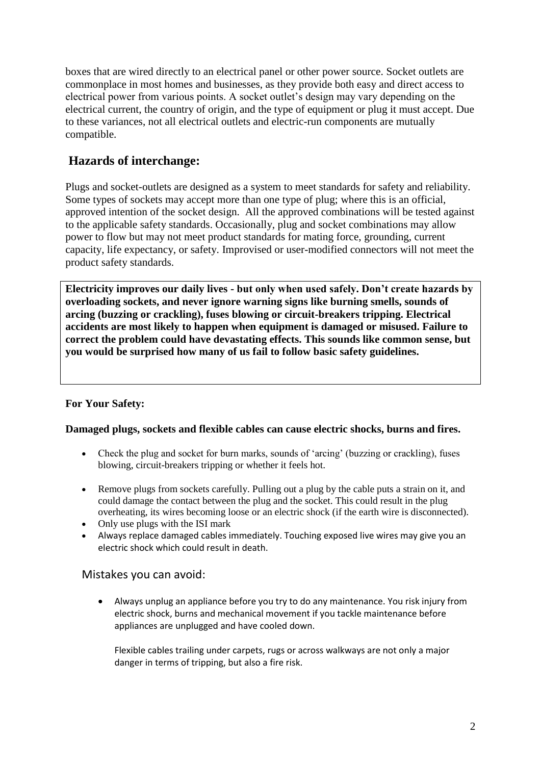boxes that are wired directly to an electrical panel or other power source. Socket outlets are commonplace in most homes and businesses, as they provide both easy and direct access to electrical power from various points. A socket outlet's design may vary depending on the electrical current, the country of origin, and the type of equipment or plug it must accept. Due to these variances, not all electrical outlets and electric-run components are mutually compatible.

## Hazards of interchange:

Plugs and socket-outlets are designed as a system to meet standards for safety and reliability. Some types of sockets may accept more than one type of plug; where this is an official, approved intention of the socket design. All the approved combinations will be tested against to the applicable safety standards. Occasionally, plug and socket combinations may allow power to flow but may not meet product standards for mating force, grounding, current capacity, life expectancy, or safety. Improvised or user-modified connectors will not meet the product safety standards.

**Electricity improves our daily lives - but only when used safely. Don't create hazards by overloading sockets, and never ignore warning signs like burning smells, sounds of arcing (buzzing or crackling), fuses blowing or circuit-breakers tripping. Electrical accidents are most likely to happen when equipment is damaged or misused. Failure to correct the problem could have devastating effects. This sounds like common sense, but you would be surprised how many of us fail to follow basic safety guidelines.**

**For Your Safety:**

**Damaged plugs, sockets and flexible cables can cause electric shocks, burns and fires.**

- Check the plug and socket for burn marks, sounds of 'arcing' (buzzing or crackling), fuses blowing, circuit-breakers tripping or whether it feels hot.
- Remove plugs from sockets carefully. Pulling out a plug by the cable puts a strain on it, and could damage the contact between the plug and the socket. This could result in the plug overheating, its wires becoming loose or an electric shock (if the earth wire is disconnected).
- Only use plugs with the ISI mark
- Always replace damaged cables immediately. Touching exposed live wires may give you an electric shock which could result in death.

### Mistakes you can avoid:

- Always unplug an appliance before you try to do any maintenance. You risk injury from electric shock, burns and mechanical movement if you tackle maintenance before appliances are unplugged and have cooled down.

  Flexible cables trailing under carpets, rugs or across walkways are not only a major danger in terms of tripping, but also a fire risk.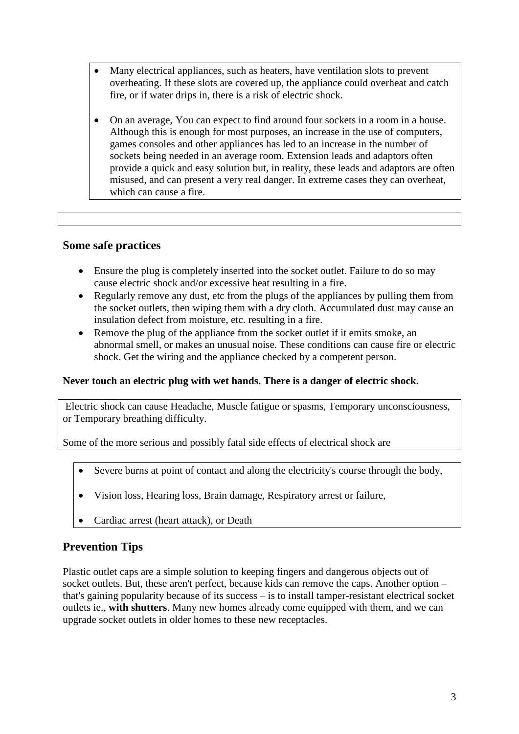- Many electrical appliances, such as heaters, have ventilation slots to prevent overheating. If these slots are covered up, the appliance could overheat and catch fire, or if water drips in, there is a risk of electric shock.

- On an average, You can expect to find around four sockets in a room in a house. Although this is enough for most purposes, an increase in the use of computers, games consoles and other appliances has led to an increase in the number of sockets being needed in an average room. Extension leads and adaptors often provide a quick and easy solution but, in reality, these leads and adaptors are often misused, and can present a very real danger. In extreme cases they can overheat, which can cause a fire.

## Some safe practices

- Ensure the plug is completely inserted into the socket outlet. Failure to do so may cause electric shock and/or excessive heat resulting in a fire.
- Regularly remove any dust, etc from the plugs of the appliances by pulling them from the socket outlets, then wiping them with a dry cloth. Accumulated dust may cause an insulation defect from moisture, etc. resulting in a fire.
- Remove the plug of the appliance from the socket outlet if it emits smoke, an abnormal smell, or makes an unusual noise. These conditions can cause fire or electric shock. Get the wiring and the appliance checked by a competent person.

**Never touch an electric plug with wet hands. There is a danger of electric shock.**

Electric shock can cause Headache, Muscle fatigue or spasms, Temporary unconsciousness, or Temporary breathing difficulty.

Some of the more serious and possibly fatal side effects of electrical shock are

- Severe burns at point of contact and along the electricity's course through the body,
- Vision loss, Hearing loss, Brain damage, Respiratory arrest or failure,
- Cardiac arrest (heart attack), or Death

## Prevention Tips

Plastic outlet caps are a simple solution to keeping fingers and dangerous objects out of socket outlets. But, these aren't perfect, because kids can remove the caps. Another option – that's gaining popularity because of its success – is to install tamper-resistant electrical socket outlets ie., **with shutters**. Many new homes already come equipped with them, and we can upgrade socket outlets in older homes to these new receptacles.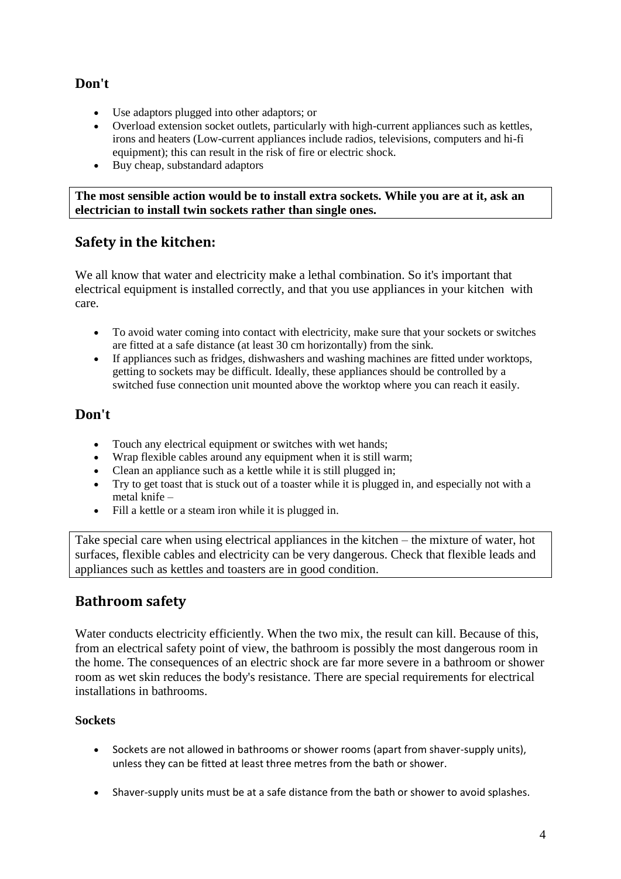## Don't

- Use adaptors plugged into other adaptors; or
- Overload extension socket outlets, particularly with high-current appliances such as kettles, irons and heaters (Low-current appliances include radios, televisions, computers and hi-fi equipment); this can result in the risk of fire or electric shock.
- Buy cheap, substandard adaptors

**The most sensible action would be to install extra sockets. While you are at it, ask an electrician to install twin sockets rather than single ones.**

## Safety in the kitchen:

We all know that water and electricity make a lethal combination. So it's important that electrical equipment is installed correctly, and that you use appliances in your kitchen with care.

- To avoid water coming into contact with electricity, make sure that your sockets or switches are fitted at a safe distance (at least 30 cm horizontally) from the sink.
- If appliances such as fridges, dishwashers and washing machines are fitted under worktops, getting to sockets may be difficult. Ideally, these appliances should be controlled by a switched fuse connection unit mounted above the worktop where you can reach it easily.

## Don't

- Touch any electrical equipment or switches with wet hands;
- Wrap flexible cables around any equipment when it is still warm;
- Clean an appliance such as a kettle while it is still plugged in;
- Try to get toast that is stuck out of a toaster while it is plugged in, and especially not with a metal knife –
- Fill a kettle or a steam iron while it is plugged in.

Take special care when using electrical appliances in the kitchen – the mixture of water, hot surfaces, flexible cables and electricity can be very dangerous. Check that flexible leads and appliances such as kettles and toasters are in good condition.

## Bathroom safety

Water conducts electricity efficiently. When the two mix, the result can kill. Because of this, from an electrical safety point of view, the bathroom is possibly the most dangerous room in the home. The consequences of an electric shock are far more severe in a bathroom or shower room as wet skin reduces the body's resistance. There are special requirements for electrical installations in bathrooms.

### Sockets

- Sockets are not allowed in bathrooms or shower rooms (apart from shaver-supply units), unless they can be fitted at least three metres from the bath or shower.
- Shaver-supply units must be at a safe distance from the bath or shower to avoid splashes.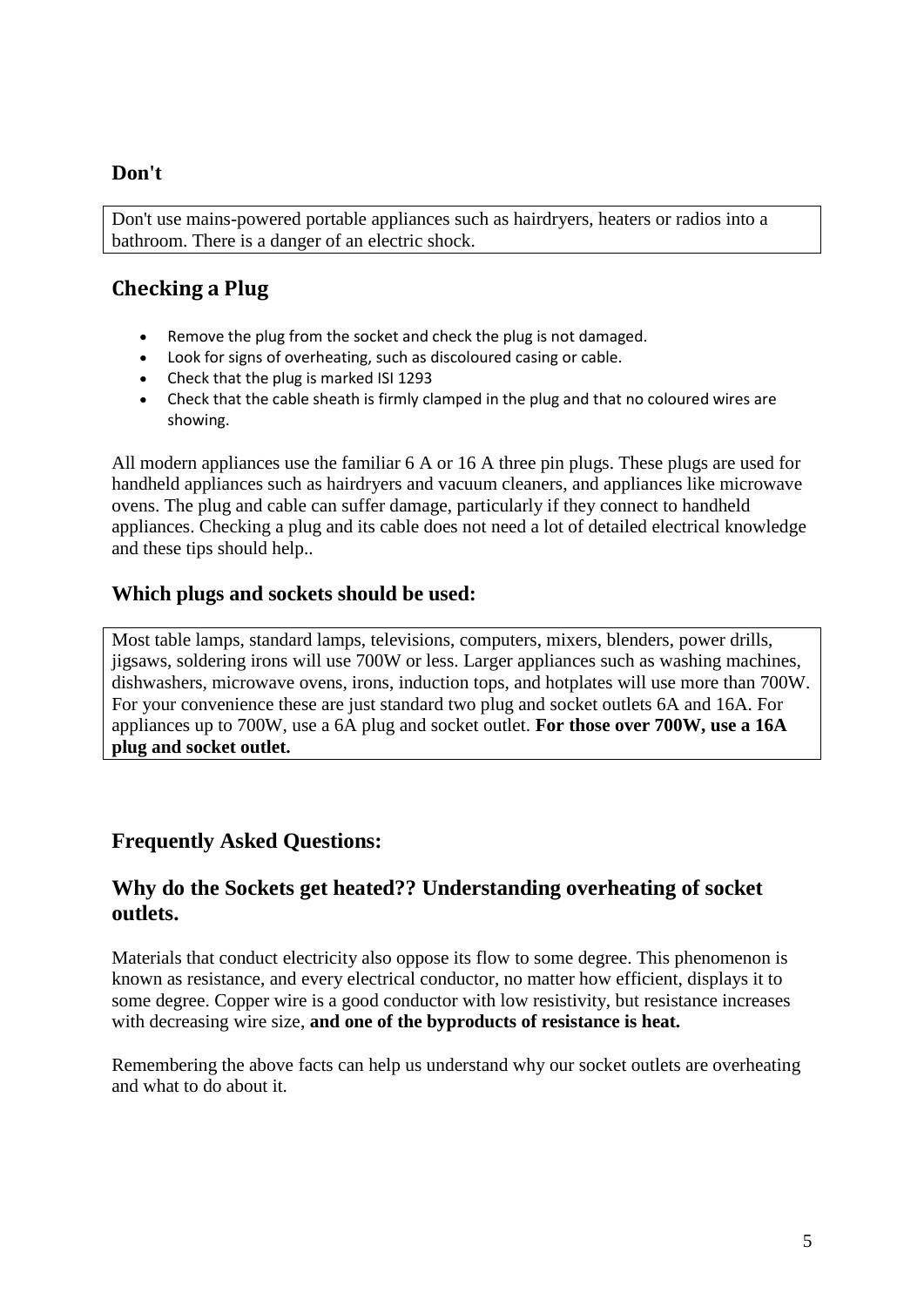## Don't

Don't use mains-powered portable appliances such as hairdryers, heaters or radios into a bathroom. There is a danger of an electric shock.

## Checking a Plug

- Remove the plug from the socket and check the plug is not damaged.
- Look for signs of overheating, such as discoloured casing or cable.
- Check that the plug is marked ISI 1293
- Check that the cable sheath is firmly clamped in the plug and that no coloured wires are showing.

All modern appliances use the familiar 6 A or 16 A three pin plugs. These plugs are used for handheld appliances such as hairdryers and vacuum cleaners, and appliances like microwave ovens. The plug and cable can suffer damage, particularly if they connect to handheld appliances. Checking a plug and its cable does not need a lot of detailed electrical knowledge and these tips should help..

### Which plugs and sockets should be used:

Most table lamps, standard lamps, televisions, computers, mixers, blenders, power drills, jigsaws, soldering irons will use 700W or less. Larger appliances such as washing machines, dishwashers, microwave ovens, irons, induction tops, and hotplates will use more than 700W. For your convenience these are just standard two plug and socket outlets 6A and 16A. For appliances up to 700W, use a 6A plug and socket outlet. **For those over 700W, use a 16A plug and socket outlet.**

## Frequently Asked Questions:

### Why do the Sockets get heated?? Understanding overheating of socket outlets.

Materials that conduct electricity also oppose its flow to some degree. This phenomenon is known as resistance, and every electrical conductor, no matter how efficient, displays it to some degree. Copper wire is a good conductor with low resistivity, but resistance increases with decreasing wire size, **and one of the byproducts of resistance is heat.**

Remembering the above facts can help us understand why our socket outlets are overheating and what to do about it.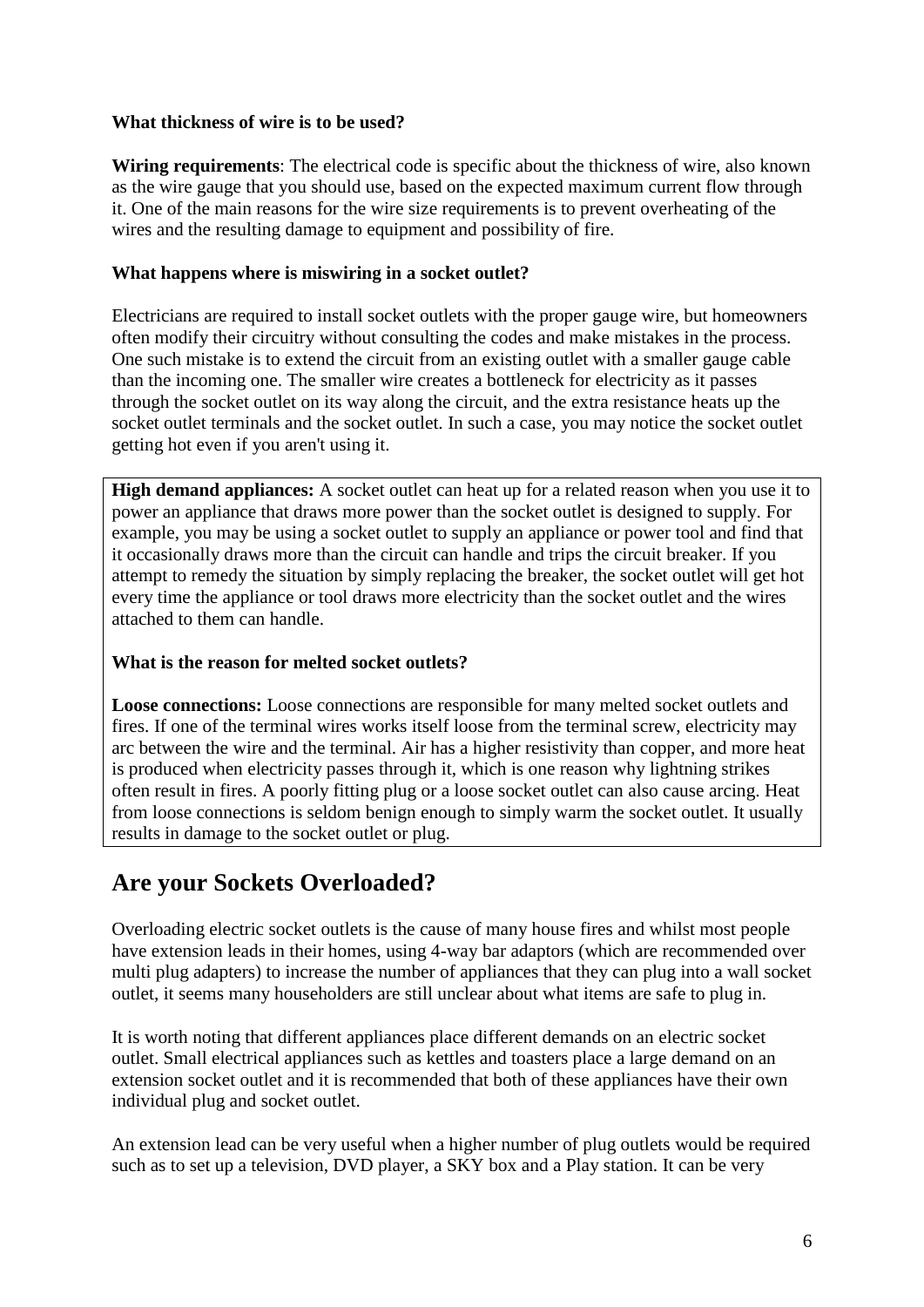**What thickness of wire is to be used?**

**Wiring requirements**: The electrical code is specific about the thickness of wire, also known as the wire gauge that you should use, based on the expected maximum current flow through it. One of the main reasons for the wire size requirements is to prevent overheating of the wires and the resulting damage to equipment and possibility of fire.

**What happens where is miswiring in a socket outlet?**

Electricians are required to install socket outlets with the proper gauge wire, but homeowners often modify their circuitry without consulting the codes and make mistakes in the process. One such mistake is to extend the circuit from an existing outlet with a smaller gauge cable than the incoming one. The smaller wire creates a bottleneck for electricity as it passes through the socket outlet on its way along the circuit, and the extra resistance heats up the socket outlet terminals and the socket outlet. In such a case, you may notice the socket outlet getting hot even if you aren't using it.

**High demand appliances:** A socket outlet can heat up for a related reason when you use it to power an appliance that draws more power than the socket outlet is designed to supply. For example, you may be using a socket outlet to supply an appliance or power tool and find that it occasionally draws more than the circuit can handle and trips the circuit breaker. If you attempt to remedy the situation by simply replacing the breaker, the socket outlet will get hot every time the appliance or tool draws more electricity than the socket outlet and the wires attached to them can handle.

**What is the reason for melted socket outlets?**

**Loose connections:** Loose connections are responsible for many melted socket outlets and fires. If one of the terminal wires works itself loose from the terminal screw, electricity may arc between the wire and the terminal. Air has a higher resistivity than copper, and more heat is produced when electricity passes through it, which is one reason why lightning strikes often result in fires. A poorly fitting plug or a loose socket outlet can also cause arcing. Heat from loose connections is seldom benign enough to simply warm the socket outlet. It usually results in damage to the socket outlet or plug.

## Are your Sockets Overloaded?

Overloading electric socket outlets is the cause of many house fires and whilst most people have extension leads in their homes, using 4-way bar adaptors (which are recommended over multi plug adapters) to increase the number of appliances that they can plug into a wall socket outlet, it seems many householders are still unclear about what items are safe to plug in.

It is worth noting that different appliances place different demands on an electric socket outlet. Small electrical appliances such as kettles and toasters place a large demand on an extension socket outlet and it is recommended that both of these appliances have their own individual plug and socket outlet.

An extension lead can be very useful when a higher number of plug outlets would be required such as to set up a television, DVD player, a SKY box and a Play station. It can be very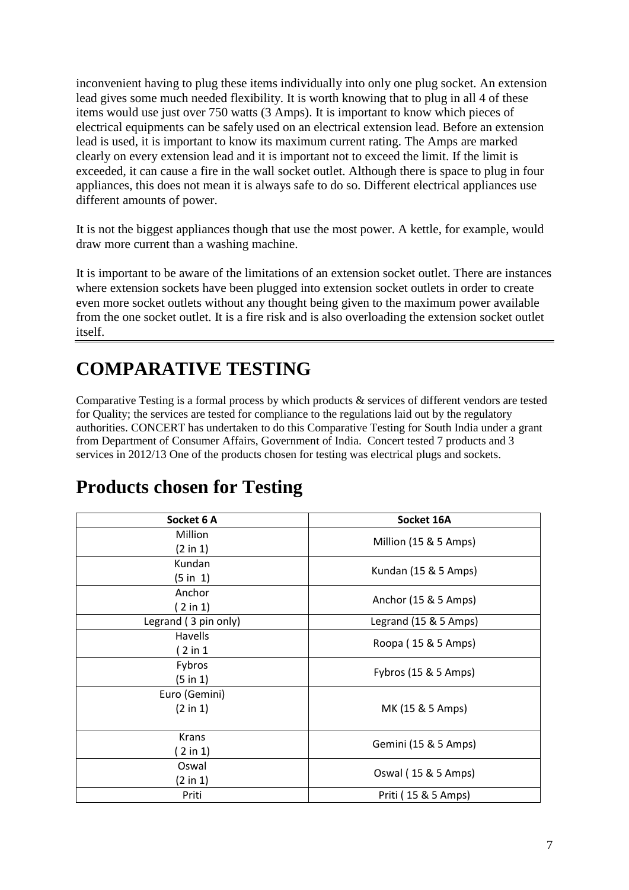inconvenient having to plug these items individually into only one plug socket. An extension lead gives some much needed flexibility. It is worth knowing that to plug in all 4 of these items would use just over 750 watts (3 Amps). It is important to know which pieces of electrical equipments can be safely used on an electrical extension lead. Before an extension lead is used, it is important to know its maximum current rating. The Amps are marked clearly on every extension lead and it is important not to exceed the limit. If the limit is exceeded, it can cause a fire in the wall socket outlet. Although there is space to plug in four appliances, this does not mean it is always safe to do so. Different electrical appliances use different amounts of power.

It is not the biggest appliances though that use the most power. A kettle, for example, would draw more current than a washing machine.

It is important to be aware of the limitations of an extension socket outlet. There are instances where extension sockets have been plugged into extension socket outlets in order to create even more socket outlets without any thought being given to the maximum power available from the one socket outlet. It is a fire risk and is also overloading the extension socket outlet itself.

# COMPARATIVE TESTING

Comparative Testing is a formal process by which products & services of different vendors are tested for Quality; the services are tested for compliance to the regulations laid out by the regulatory authorities. CONCERT has undertaken to do this Comparative Testing for South India under a grant from Department of Consumer Affairs, Government of India. Concert tested 7 products and 3 services in 2012/13 One of the products chosen for testing was electrical plugs and sockets.

# Products chosen for Testing

| Socket 6 A | Socket 16A |
|---|---|
| Million (2 in 1) | Million (15 & 5 Amps) |
| Kundan (5 in 1) | Kundan (15 & 5 Amps) |
| Anchor ( 2 in 1) | Anchor (15 & 5 Amps) |
| Legrand ( 3 pin only) | Legrand (15 & 5 Amps) |
| Havells ( 2 in 1 | Roopa ( 15 & 5 Amps) |
| Fybros (5 in 1) | Fybros (15 & 5 Amps) |
| Euro (Gemini) (2 in 1) | MK (15 & 5 Amps) |
| Krans ( 2 in 1) | Gemini (15 & 5 Amps) |
| Oswal (2 in 1) | Oswal ( 15 & 5 Amps) |
| Priti | Priti ( 15 & 5 Amps) |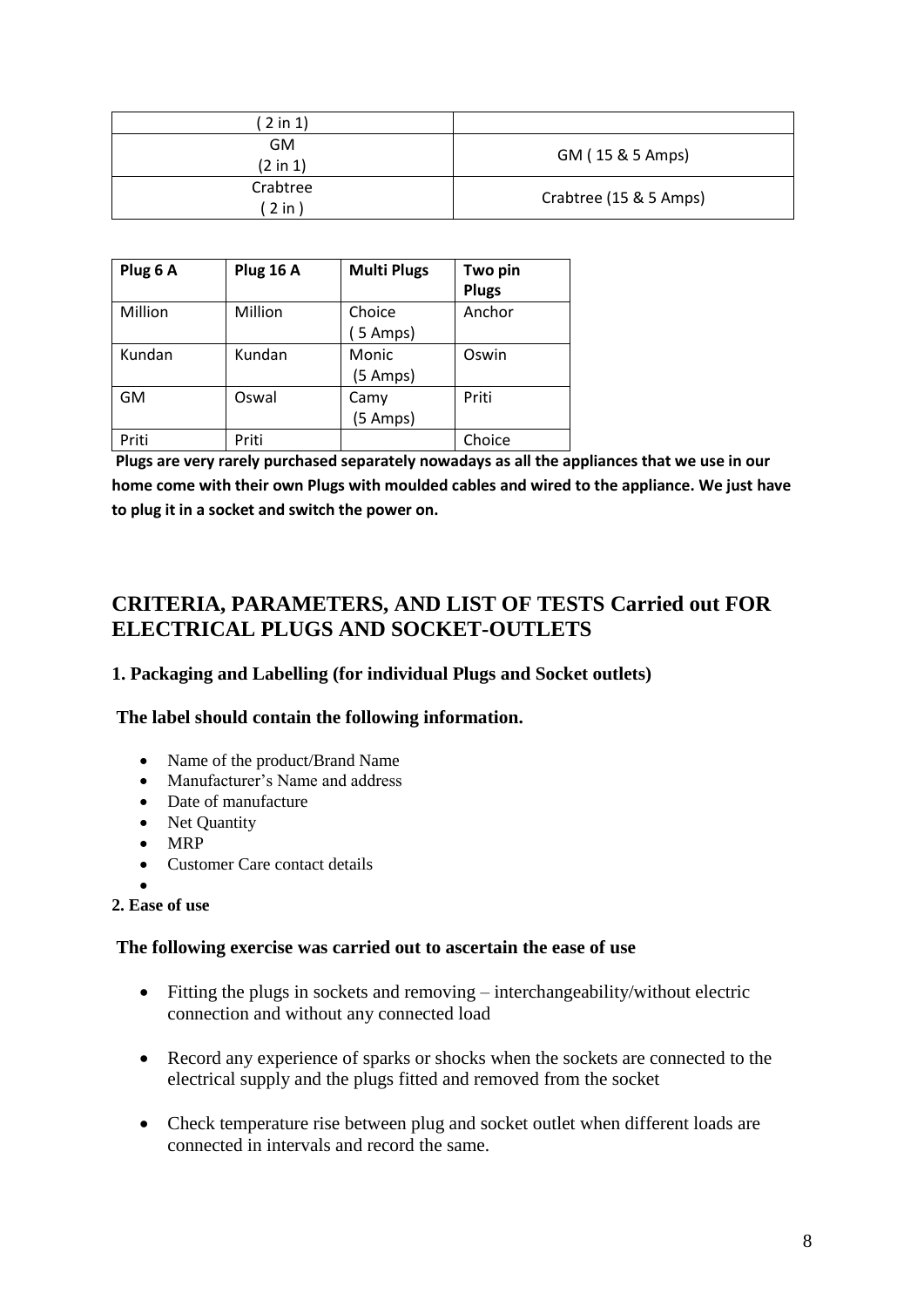| ( 2 in 1) | |
|---|---|
| GM (2 in 1) | GM ( 15 & 5 Amps) |
| Crabtree ( 2 in ) | Crabtree (15 & 5 Amps) |

| Plug 6 A | Plug 16 A | Multi Plugs | Two pin Plugs |
|---|---|---|---|
| Million | Million | Choice ( 5 Amps) | Anchor |
| Kundan | Kundan | Monic (5 Amps) | Oswin |
| GM | Oswal | Camy (5 Amps) | Priti |
| Priti | Priti | | Choice |

**Plugs are very rarely purchased separately nowadays as all the appliances that we use in our home come with their own Plugs with moulded cables and wired to the appliance. We just have to plug it in a socket and switch the power on.**

## CRITERIA, PARAMETERS, AND LIST OF TESTS Carried out FOR ELECTRICAL PLUGS AND SOCKET-OUTLETS

### 1. Packaging and Labelling (for individual Plugs and Socket outlets)

**The label should contain the following information.**

- Name of the product/Brand Name
- Manufacturer's Name and address
- Date of manufacture
- Net Quantity
- MRP
- Customer Care contact details

### 2. Ease of use

**The following exercise was carried out to ascertain the ease of use**

- Fitting the plugs in sockets and removing – interchangeability/without electric connection and without any connected load
- Record any experience of sparks or shocks when the sockets are connected to the electrical supply and the plugs fitted and removed from the socket
- Check temperature rise between plug and socket outlet when different loads are connected in intervals and record the same.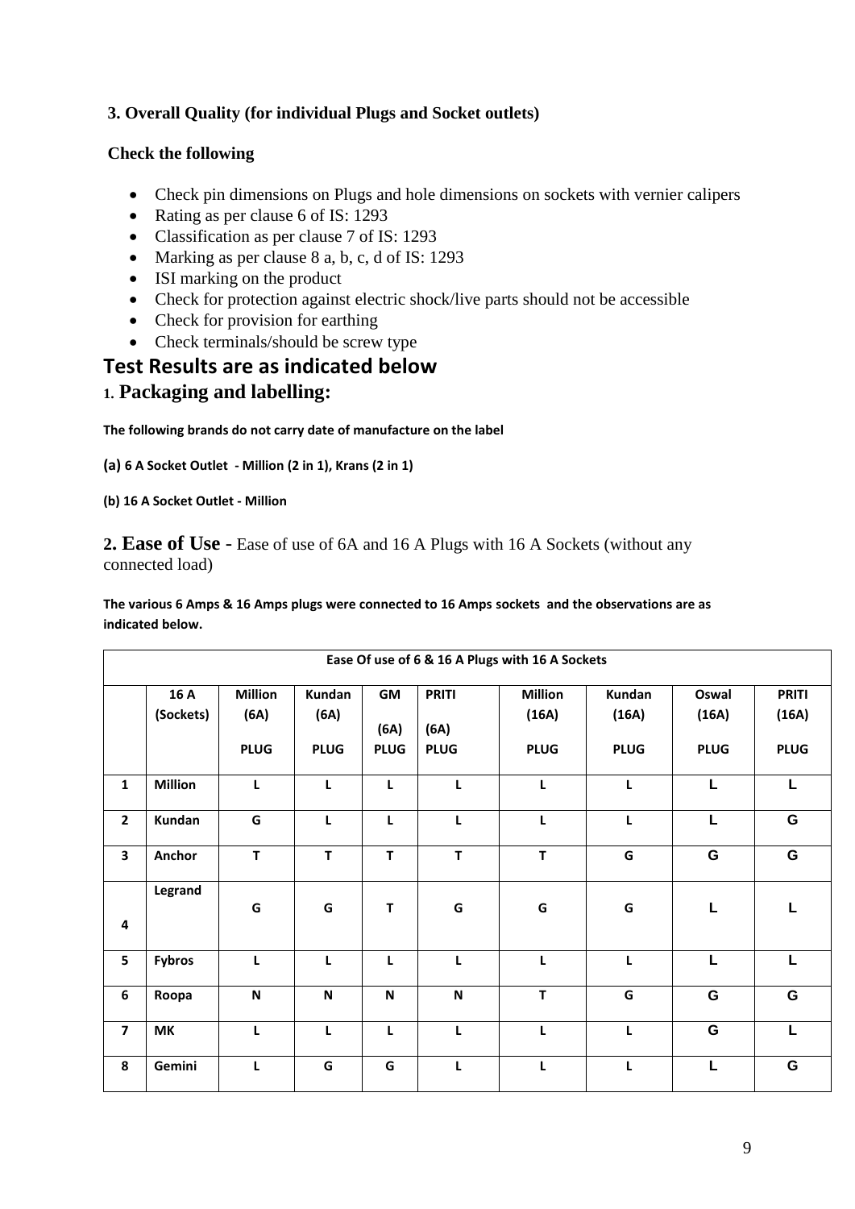### 3. Overall Quality (for individual Plugs and Socket outlets)

**Check the following**

- Check pin dimensions on Plugs and hole dimensions on sockets with vernier calipers
- Rating as per clause 6 of IS: 1293
- Classification as per clause 7 of IS: 1293
- Marking as per clause 8 a, b, c, d of IS: 1293
- ISI marking on the product
- Check for protection against electric shock/live parts should not be accessible
- Check for provision for earthing
- Check terminals/should be screw type

## Test Results are as indicated below

### 1. Packaging and labelling:

**The following brands do not carry date of manufacture on the label**

**(a) 6 A Socket Outlet - Million (2 in 1), Krans (2 in 1)**

**(b) 16 A Socket Outlet - Million**

**2. Ease of Use** - Ease of use of 6A and 16 A Plugs with 16 A Sockets (without any connected load)

**The various 6 Amps & 16 Amps plugs were connected to 16 Amps sockets and the observations are as indicated below.**

| Ease Of use of 6 & 16 A Plugs with 16 A Sockets | | | | | | | | | |
|---|---|---|---|---|---|---|---|---|---|
| | **16 A (Sockets)** | **Million (6A) PLUG** | **Kundan (6A) PLUG** | **GM (6A) PLUG** | **PRITI (6A) PLUG** | **Million (16A) PLUG** | **Kundan (16A) PLUG** | **Oswal (16A) PLUG** | **PRITI (16A) PLUG** |
| **1** | **Million** | L | L | L | L | L | L | L | L |
| **2** | **Kundan** | G | L | L | L | L | L | L | G |
| **3** | **Anchor** | T | T | T | T | T | G | G | G |
| **4** | **Legrand** | G | G | T | G | G | G | L | L |
| **5** | **Fybros** | L | L | L | L | L | L | L | L |
| **6** | **Roopa** | N | N | N | N | T | G | G | G |
| **7** | **MK** | L | L | L | L | L | L | G | L |
| **8** | **Gemini** | L | G | G | L | L | L | L | G |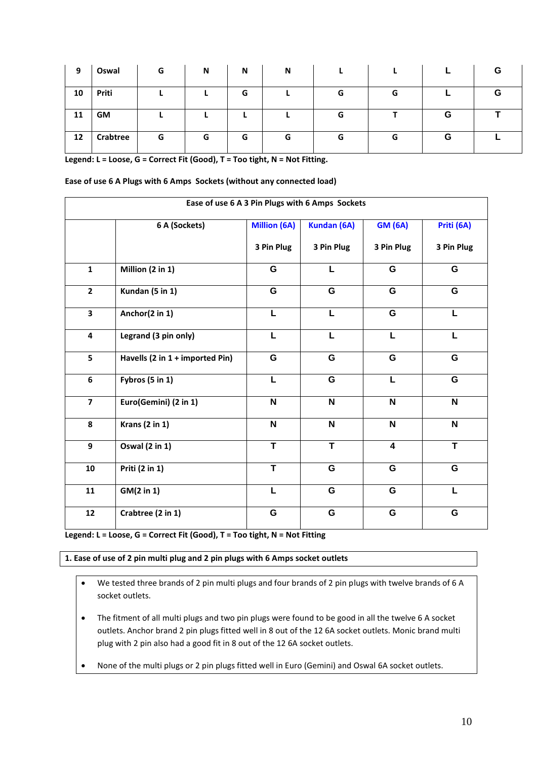| 9 | Oswal | G | N | N | N | L | L | L | G |
|---|---|---|---|---|---|---|---|---|---|
| 10 | Priti | L | L | G | L | G | G | L | G |
| 11 | GM | L | L | L | L | G | T | G | T |
| 12 | Crabtree | G | G | G | G | G | G | G | L |

**Legend: L = Loose, G = Correct Fit (Good), T = Too tight, N = Not Fitting.**

**Ease of use 6 A Plugs with 6 Amps Sockets (without any connected load)**

| Ease of use 6 A 3 Pin Plugs with 6 Amps Sockets | | | | | |
|---|---|---|---|---|---|
| | 6 A (Sockets) | Million (6A) 3 Pin Plug | Kundan (6A) 3 Pin Plug | GM (6A) 3 Pin Plug | Priti (6A) 3 Pin Plug |
| 1 | Million (2 in 1) | G | L | G | G |
| 2 | Kundan (5 in 1) | G | G | G | G |
| 3 | Anchor(2 in 1) | L | L | G | L |
| 4 | Legrand (3 pin only) | L | L | L | L |
| 5 | Havells (2 in 1 + imported Pin) | G | G | G | G |
| 6 | Fybros (5 in 1) | L | G | L | G |
| 7 | Euro(Gemini) (2 in 1) | N | N | N | N |
| 8 | Krans (2 in 1) | N | N | N | N |
| 9 | Oswal (2 in 1) | T | T | 4 | T |
| 10 | Priti (2 in 1) | T | G | G | G |
| 11 | GM(2 in 1) | L | G | G | L |
| 12 | Crabtree (2 in 1) | G | G | G | G |

**Legend: L = Loose, G = Correct Fit (Good), T = Too tight, N = Not Fitting**

**1. Ease of use of 2 pin multi plug and 2 pin plugs with 6 Amps socket outlets**

- We tested three brands of 2 pin multi plugs and four brands of 2 pin plugs with twelve brands of 6 A socket outlets.
- The fitment of all multi plugs and two pin plugs were found to be good in all the twelve 6 A socket outlets. Anchor brand 2 pin plugs fitted well in 8 out of the 12 6A socket outlets. Monic brand multi plug with 2 pin also had a good fit in 8 out of the 12 6A socket outlets.
- None of the multi plugs or 2 pin plugs fitted well in Euro (Gemini) and Oswal 6A socket outlets.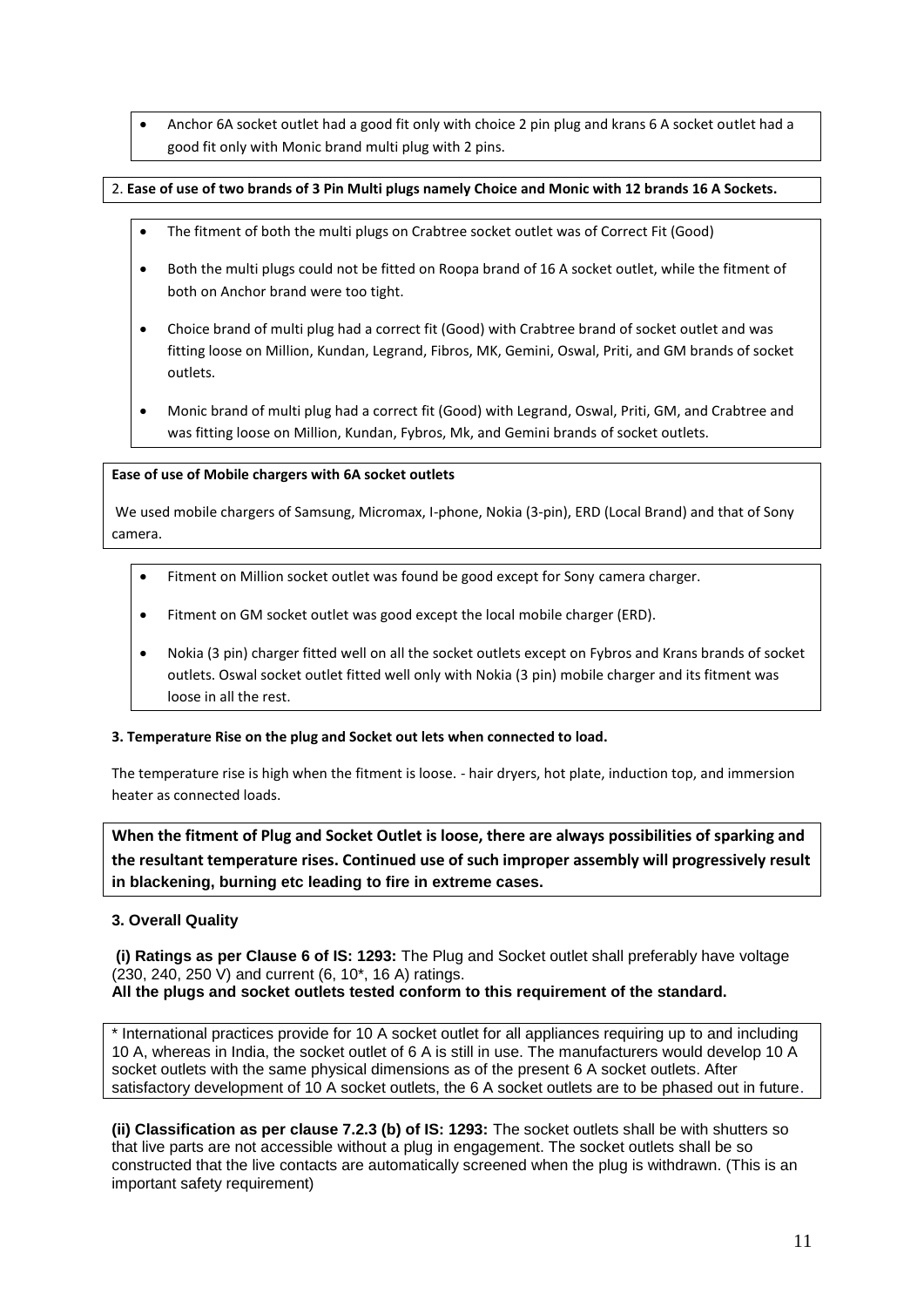- Anchor 6A socket outlet had a good fit only with choice 2 pin plug and krans 6 A socket outlet had a good fit only with Monic brand multi plug with 2 pins.

2. **Ease of use of two brands of 3 Pin Multi plugs namely Choice and Monic with 12 brands 16 A Sockets.**

- The fitment of both the multi plugs on Crabtree socket outlet was of Correct Fit (Good)
- Both the multi plugs could not be fitted on Roopa brand of 16 A socket outlet, while the fitment of both on Anchor brand were too tight.
- Choice brand of multi plug had a correct fit (Good) with Crabtree brand of socket outlet and was fitting loose on Million, Kundan, Legrand, Fibros, MK, Gemini, Oswal, Priti, and GM brands of socket outlets.
- Monic brand of multi plug had a correct fit (Good) with Legrand, Oswal, Priti, GM, and Crabtree and was fitting loose on Million, Kundan, Fybros, Mk, and Gemini brands of socket outlets.

**Ease of use of Mobile chargers with 6A socket outlets**

We used mobile chargers of Samsung, Micromax, I-phone, Nokia (3-pin), ERD (Local Brand) and that of Sony camera.

- Fitment on Million socket outlet was found be good except for Sony camera charger.
- Fitment on GM socket outlet was good except the local mobile charger (ERD).
- Nokia (3 pin) charger fitted well on all the socket outlets except on Fybros and Krans brands of socket outlets. Oswal socket outlet fitted well only with Nokia (3 pin) mobile charger and its fitment was loose in all the rest.

**3. Temperature Rise on the plug and Socket out lets when connected to load.**

The temperature rise is high when the fitment is loose. - hair dryers, hot plate, induction top, and immersion heater as connected loads.

**When the fitment of Plug and Socket Outlet is loose, there are always possibilities of sparking and the resultant temperature rises. Continued use of such improper assembly will progressively result in blackening, burning etc leading to fire in extreme cases.**

**3. Overall Quality**

**(i) Ratings as per Clause 6 of IS: 1293:** The Plug and Socket outlet shall preferably have voltage (230, 240, 250 V) and current (6, 10*, 16 A) ratings.
**All the plugs and socket outlets tested conform to this requirement of the standard.**

* International practices provide for 10 A socket outlet for all appliances requiring up to and including 10 A, whereas in India, the socket outlet of 6 A is still in use. The manufacturers would develop 10 A socket outlets with the same physical dimensions as of the present 6 A socket outlets. After satisfactory development of 10 A socket outlets, the 6 A socket outlets are to be phased out in future.

**(ii) Classification as per clause 7.2.3 (b) of IS: 1293:** The socket outlets shall be with shutters so that live parts are not accessible without a plug in engagement. The socket outlets shall be so constructed that the live contacts are automatically screened when the plug is withdrawn. (This is an important safety requirement)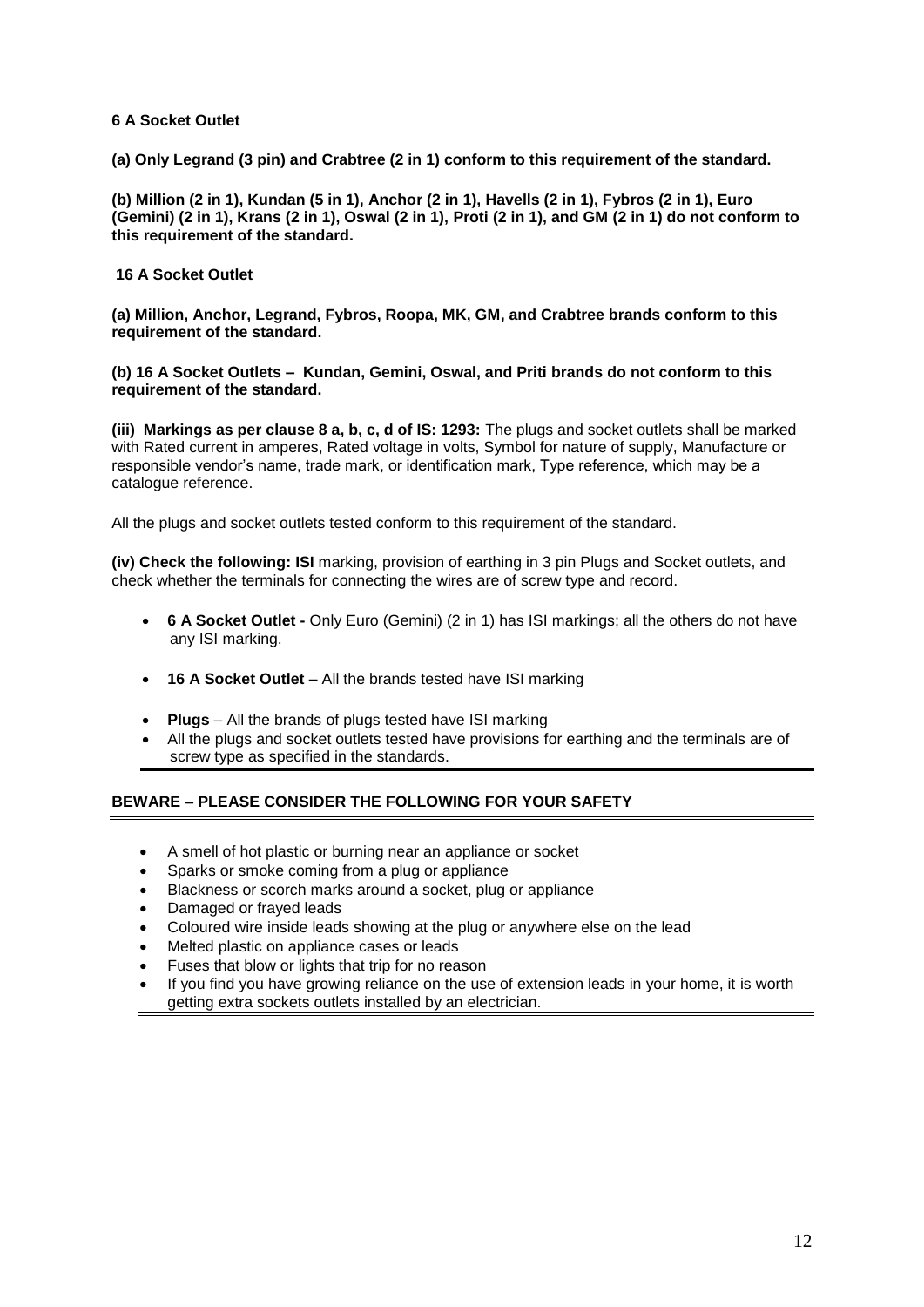**6 A Socket Outlet**

**(a) Only Legrand (3 pin) and Crabtree (2 in 1) conform to this requirement of the standard.**

**(b) Million (2 in 1), Kundan (5 in 1), Anchor (2 in 1), Havells (2 in 1), Fybros (2 in 1), Euro (Gemini) (2 in 1), Krans (2 in 1), Oswal (2 in 1), Proti (2 in 1), and GM (2 in 1) do not conform to this requirement of the standard.**

**16 A Socket Outlet**

**(a) Million, Anchor, Legrand, Fybros, Roopa, MK, GM, and Crabtree brands conform to this requirement of the standard.**

**(b) 16 A Socket Outlets – Kundan, Gemini, Oswal, and Priti brands do not conform to this requirement of the standard.**

**(iii) Markings as per clause 8 a, b, c, d of IS: 1293:** The plugs and socket outlets shall be marked with Rated current in amperes, Rated voltage in volts, Symbol for nature of supply, Manufacture or responsible vendor's name, trade mark, or identification mark, Type reference, which may be a catalogue reference.

All the plugs and socket outlets tested conform to this requirement of the standard.

**(iv) Check the following: ISI** marking, provision of earthing in 3 pin Plugs and Socket outlets, and check whether the terminals for connecting the wires are of screw type and record.

- **6 A Socket Outlet -** Only Euro (Gemini) (2 in 1) has ISI markings; all the others do not have any ISI marking.
- **16 A Socket Outlet** – All the brands tested have ISI marking
- **Plugs** – All the brands of plugs tested have ISI marking
- All the plugs and socket outlets tested have provisions for earthing and the terminals are of screw type as specified in the standards.

## BEWARE – PLEASE CONSIDER THE FOLLOWING FOR YOUR SAFETY

- A smell of hot plastic or burning near an appliance or socket
- Sparks or smoke coming from a plug or appliance
- Blackness or scorch marks around a socket, plug or appliance
- Damaged or frayed leads
- Coloured wire inside leads showing at the plug or anywhere else on the lead
- Melted plastic on appliance cases or leads
- Fuses that blow or lights that trip for no reason
- If you find you have growing reliance on the use of extension leads in your home, it is worth getting extra sockets outlets installed by an electrician.